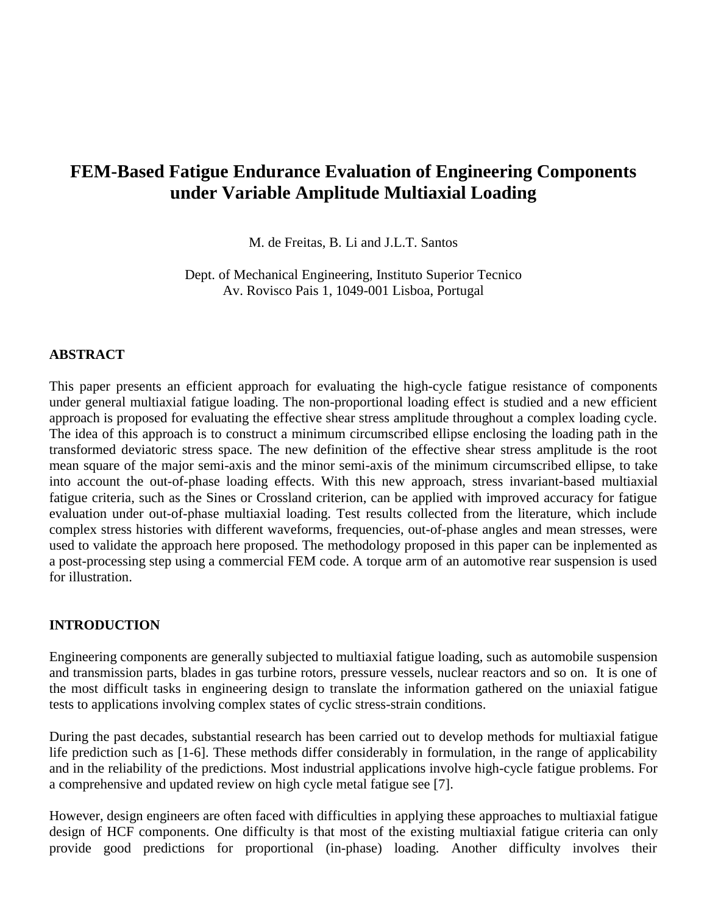# FEM-Based Fatigue Endurance Evaluation of Engineering Components under Variable Amplitude Multiaxial Loading

M. de Freitas, B. Li and J.L.T. Santos

Dept. of Mechanical Engineering, Instituto Superior Tecnico
Av. Rovisco Pais 1, 1049-001 Lisboa, Portugal

## ABSTRACT

This paper presents an efficient approach for evaluating the high-cycle fatigue resistance of components under general multiaxial fatigue loading. The non-proportional loading effect is studied and a new efficient approach is proposed for evaluating the effective shear stress amplitude throughout a complex loading cycle. The idea of this approach is to construct a minimum circumscribed ellipse enclosing the loading path in the transformed deviatoric stress space. The new definition of the effective shear stress amplitude is the root mean square of the major semi-axis and the minor semi-axis of the minimum circumscribed ellipse, to take into account the out-of-phase loading effects. With this new approach, stress invariant-based multiaxial fatigue criteria, such as the Sines or Crossland criterion, can be applied with improved accuracy for fatigue evaluation under out-of-phase multiaxial loading. Test results collected from the literature, which include complex stress histories with different waveforms, frequencies, out-of-phase angles and mean stresses, were used to validate the approach here proposed. The methodology proposed in this paper can be inplemented as a post-processing step using a commercial FEM code. A torque arm of an automotive rear suspension is used for illustration.

## INTRODUCTION

Engineering components are generally subjected to multiaxial fatigue loading, such as automobile suspension and transmission parts, blades in gas turbine rotors, pressure vessels, nuclear reactors and so on. It is one of the most difficult tasks in engineering design to translate the information gathered on the uniaxial fatigue tests to applications involving complex states of cyclic stress-strain conditions.

During the past decades, substantial research has been carried out to develop methods for multiaxial fatigue life prediction such as [1-6]. These methods differ considerably in formulation, in the range of applicability and in the reliability of the predictions. Most industrial applications involve high-cycle fatigue problems. For a comprehensive and updated review on high cycle metal fatigue see [7].

However, design engineers are often faced with difficulties in applying these approaches to multiaxial fatigue design of HCF components. One difficulty is that most of the existing multiaxial fatigue criteria can only provide good predictions for proportional (in-phase) loading. Another difficulty involves their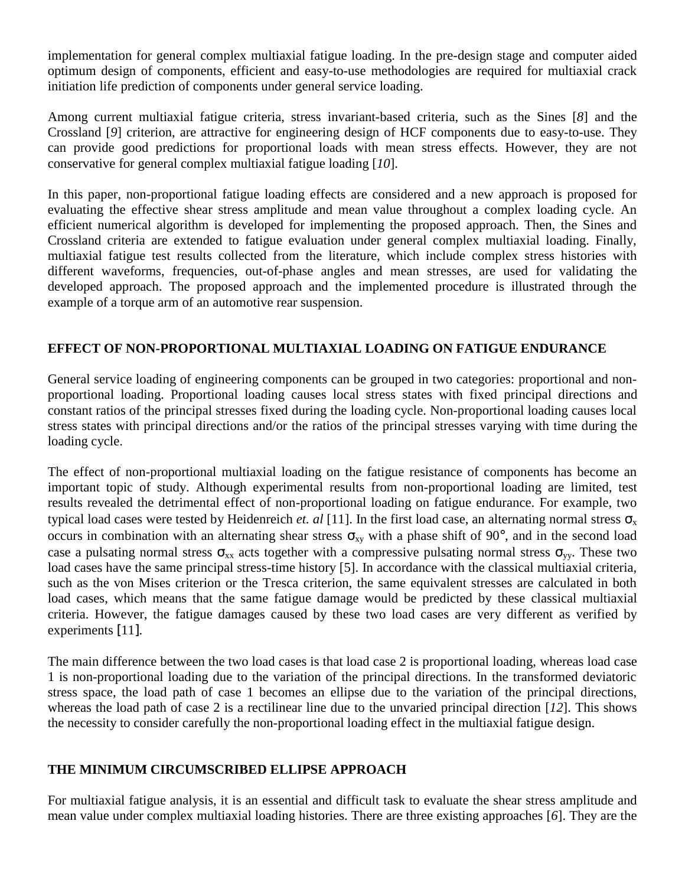implementation for general complex multiaxial fatigue loading. In the pre-design stage and computer aided optimum design of components, efficient and easy-to-use methodologies are required for multiaxial crack initiation life prediction of components under general service loading.

Among current multiaxial fatigue criteria, stress invariant-based criteria, such as the Sines [*8*] and the Crossland [*9*] criterion, are attractive for engineering design of HCF components due to easy-to-use. They can provide good predictions for proportional loads with mean stress effects. However, they are not conservative for general complex multiaxial fatigue loading [*10*].

In this paper, non-proportional fatigue loading effects are considered and a new approach is proposed for evaluating the effective shear stress amplitude and mean value throughout a complex loading cycle. An efficient numerical algorithm is developed for implementing the proposed approach. Then, the Sines and Crossland criteria are extended to fatigue evaluation under general complex multiaxial loading. Finally, multiaxial fatigue test results collected from the literature, which include complex stress histories with different waveforms, frequencies, out-of-phase angles and mean stresses, are used for validating the developed approach. The proposed approach and the implemented procedure is illustrated through the example of a torque arm of an automotive rear suspension.

## EFFECT OF NON-PROPORTIONAL MULTIAXIAL LOADING ON FATIGUE ENDURANCE

General service loading of engineering components can be grouped in two categories: proportional and non-proportional loading. Proportional loading causes local stress states with fixed principal directions and constant ratios of the principal stresses fixed during the loading cycle. Non-proportional loading causes local stress states with principal directions and/or the ratios of the principal stresses varying with time during the loading cycle.

The effect of non-proportional multiaxial loading on the fatigue resistance of components has become an important topic of study. Although experimental results from non-proportional loading are limited, test results revealed the detrimental effect of non-proportional loading on fatigue endurance. For example, two typical load cases were tested by Heidenreich *et. al* [11]. In the first load case, an alternating normal stress $\sigma_x$ occurs in combination with an alternating shear stress $\sigma_{xy}$ with a phase shift of 90°, and in the second load case a pulsating normal stress $\sigma_{xx}$ acts together with a compressive pulsating normal stress $\sigma_{yy}$. These two load cases have the same principal stress-time history [5]. In accordance with the classical multiaxial criteria, such as the von Mises criterion or the Tresca criterion, the same equivalent stresses are calculated in both load cases, which means that the same fatigue damage would be predicted by these classical multiaxial criteria. However, the fatigue damages caused by these two load cases are very different as verified by experiments [11].

The main difference between the two load cases is that load case 2 is proportional loading, whereas load case 1 is non-proportional loading due to the variation of the principal directions. In the transformed deviatoric stress space, the load path of case 1 becomes an ellipse due to the variation of the principal directions, whereas the load path of case 2 is a rectilinear line due to the unvaried principal direction [*12*]. This shows the necessity to consider carefully the non-proportional loading effect in the multiaxial fatigue design.

## THE MINIMUM CIRCUMSCRIBED ELLIPSE APPROACH

For multiaxial fatigue analysis, it is an essential and difficult task to evaluate the shear stress amplitude and mean value under complex multiaxial loading histories. There are three existing approaches [*6*]. They are the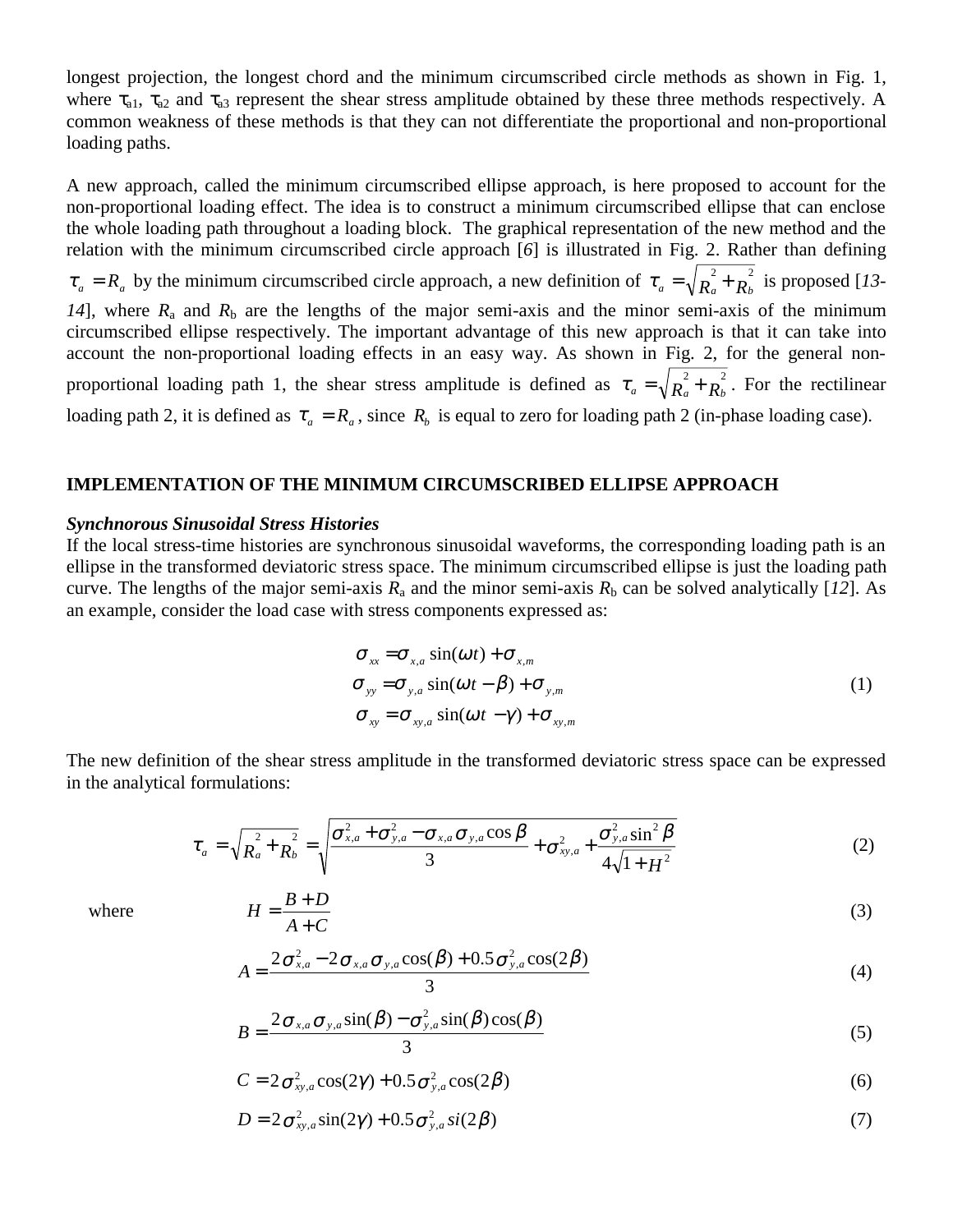longest projection, the longest chord and the minimum circumscribed circle methods as shown in Fig. 1, where $\tau_{a1}$, $\tau_{a2}$ and $\tau_{a3}$ represent the shear stress amplitude obtained by these three methods respectively. A common weakness of these methods is that they can not differentiate the proportional and non-proportional loading paths.

A new approach, called the minimum circumscribed ellipse approach, is here proposed to account for the non-proportional loading effect. The idea is to construct a minimum circumscribed ellipse that can enclose the whole loading path throughout a loading block. The graphical representation of the new method and the relation with the minimum circumscribed circle approach [*6*] is illustrated in Fig. 2. Rather than defining $\tau_a = R_a$ by the minimum circumscribed circle approach, a new definition of $\tau_a = \sqrt{R_a^2 + R_b^2}$ is proposed [*13-14*], where $R_a$ and $R_b$ are the lengths of the major semi-axis and the minor semi-axis of the minimum circumscribed ellipse respectively. The important advantage of this new approach is that it can take into account the non-proportional loading effects in an easy way. As shown in Fig. 2, for the general non-proportional loading path 1, the shear stress amplitude is defined as $\tau_a = \sqrt{R_a^2 + R_b^2}$. For the rectilinear loading path 2, it is defined as $\tau_a = R_a$, since $R_b$ is equal to zero for loading path 2 (in-phase loading case).

## IMPLEMENTATION OF THE MINIMUM CIRCUMSCRIBED ELLIPSE APPROACH

***Synchnorous Sinusoidal Stress Histories***

If the local stress-time histories are synchronous sinusoidal waveforms, the corresponding loading path is an ellipse in the transformed deviatoric stress space. The minimum circumscribed ellipse is just the loading path curve. The lengths of the major semi-axis $R_a$ and the minor semi-axis $R_b$ can be solved analytically [*12*]. As an example, consider the load case with stress components expressed as:

$$
\begin{aligned}
\sigma_{xx} &= \sigma_{x,a}\sin(\omega t) + \sigma_{x,m} \\
\sigma_{yy} &= \sigma_{y,a}\sin(\omega t - \beta) + \sigma_{y,m} \\
\sigma_{xy} &= \sigma_{xy,a}\sin(\omega t - \gamma) + \sigma_{xy,m}
\end{aligned}
\tag{1}
$$

The new definition of the shear stress amplitude in the transformed deviatoric stress space can be expressed in the analytical formulations:

$$
\tau_a = \sqrt{R_a^2 + R_b^2} = \sqrt{\frac{\sigma_{x,a}^2 + \sigma_{y,a}^2 - \sigma_{x,a}\sigma_{y,a}\cos\beta}{3} + \sigma_{xy,a}^2 + \frac{\sigma_{y,a}^2\sin^2\beta}{4\sqrt{1+H^2}}} \tag{2}
$$

where

$$
H = \frac{B + D}{A + C} \tag{3}
$$

$$
A = \frac{2\sigma_{x,a}^2 - 2\sigma_{x,a}\sigma_{y,a}\cos(\beta) + 0.5\sigma_{y,a}^2\cos(2\beta)}{3} \tag{4}
$$

$$
B = \frac{2\sigma_{x,a}\sigma_{y,a}\sin(\beta) - \sigma_{y,a}^2\sin(\beta)\cos(\beta)}{3} \tag{5}
$$

$$
C = 2\sigma_{xy,a}^2\cos(2\gamma) + 0.5\sigma_{y,a}^2\cos(2\beta) \tag{6}
$$

$$
D = 2\sigma_{xy,a}^2\sin(2\gamma) + 0.5\sigma_{y,a}^2 si(2\beta) \tag{7}
$$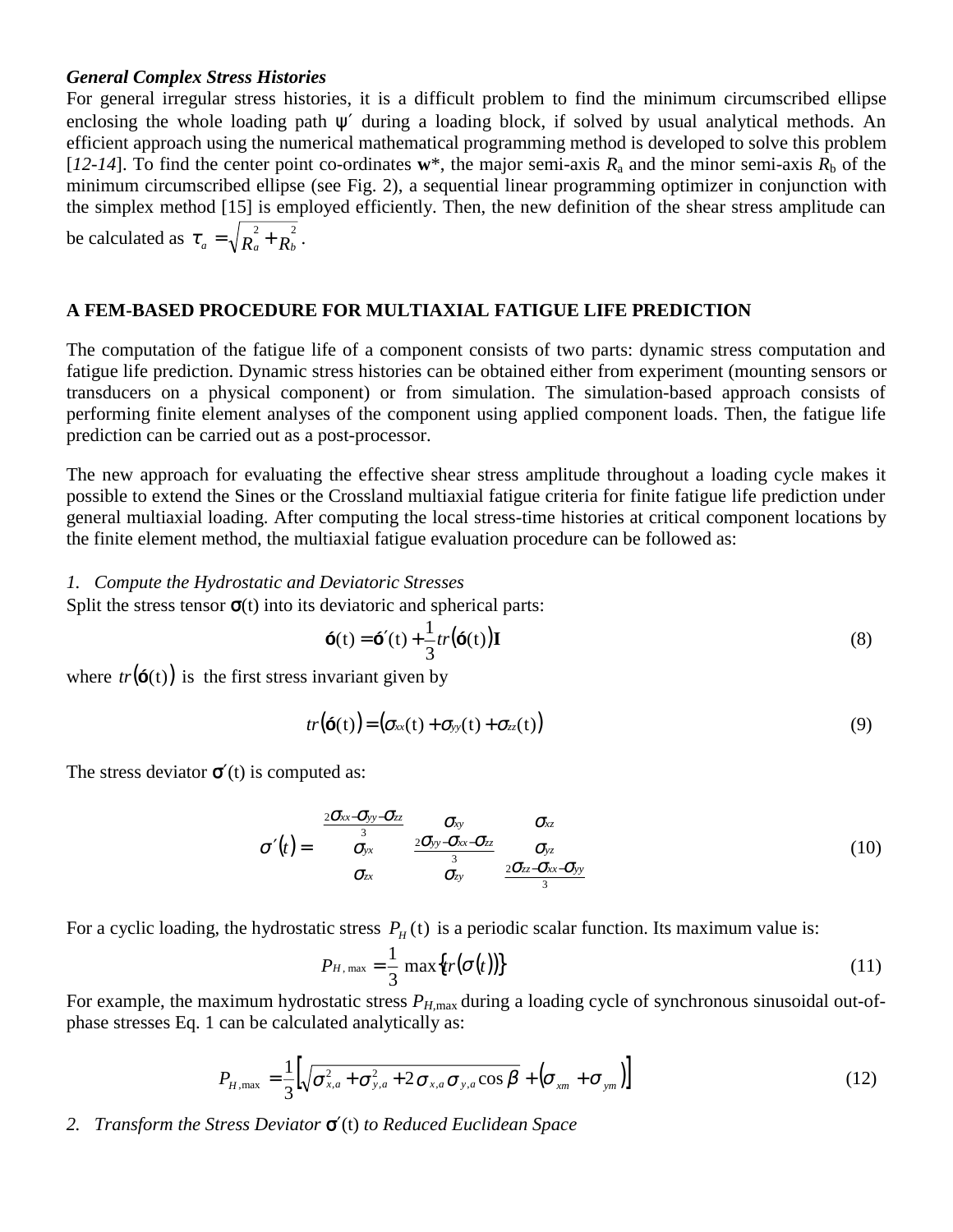***General Complex Stress Histories***

For general irregular stress histories, it is a difficult problem to find the minimum circumscribed ellipse enclosing the whole loading path $\psi'$ during a loading block, if solved by usual analytical methods. An efficient approach using the numerical mathematical programming method is developed to solve this problem [*12-14*]. To find the center point co-ordinates **w***, the major semi-axis $R_a$ and the minor semi-axis $R_b$ of the minimum circumscribed ellipse (see Fig. 2), a sequential linear programming optimizer in conjunction with the simplex method [15] is employed efficiently. Then, the new definition of the shear stress amplitude can be calculated as $\tau_a = \sqrt{R_a^2 + R_b^2}$.

## A FEM-BASED PROCEDURE FOR MULTIAXIAL FATIGUE LIFE PREDICTION

The computation of the fatigue life of a component consists of two parts: dynamic stress computation and fatigue life prediction. Dynamic stress histories can be obtained either from experiment (mounting sensors or transducers on a physical component) or from simulation. The simulation-based approach consists of performing finite element analyses of the component using applied component loads. Then, the fatigue life prediction can be carried out as a post-processor.

The new approach for evaluating the effective shear stress amplitude throughout a loading cycle makes it possible to extend the Sines or the Crossland multiaxial fatigue criteria for finite fatigue life prediction under general multiaxial loading. After computing the local stress-time histories at critical component locations by the finite element method, the multiaxial fatigue evaluation procedure can be followed as:

*1. Compute the Hydrostatic and Deviatoric Stresses*

Split the stress tensor $\boldsymbol{\sigma}(\mathrm{t})$ into its deviatoric and spherical parts:

$$\boldsymbol{\sigma}(\mathrm{t}) = \boldsymbol{\sigma}'(\mathrm{t}) + \frac{1}{3} tr\left(\boldsymbol{\sigma}(\mathrm{t})\right)\mathbf{I} \tag{8}$$

where $tr\left(\boldsymbol{\sigma}(\mathrm{t})\right)$ is the first stress invariant given by

$$tr\left(\boldsymbol{\sigma}(\mathrm{t})\right) = \left(\sigma_{xx}(\mathrm{t}) + \sigma_{yy}(\mathrm{t}) + \sigma_{zz}(\mathrm{t})\right) \tag{9}$$

The stress deviator $\boldsymbol{\sigma}'(\mathrm{t})$ is computed as:

$$\sigma'(t) = \begin{bmatrix} \frac{2\sigma_{xx} - \sigma_{yy} - \sigma_{zz}}{3} & \sigma_{xy} & \sigma_{xz} \\ \sigma_{yx} & \frac{2\sigma_{yy} - \sigma_{xx} - \sigma_{zz}}{3} & \sigma_{yz} \\ \sigma_{zx} & \sigma_{zy} & \frac{2\sigma_{zz} - \sigma_{xx} - \sigma_{yy}}{3} \end{bmatrix} \tag{10}$$

For a cyclic loading, the hydrostatic stress $P_H(\mathrm{t})$ is a periodic scalar function. Its maximum value is:

$$P_{H,\max} = \frac{1}{3} \max\left\{tr\left(\sigma(t)\right)\right\} \tag{11}$$

For example, the maximum hydrostatic stress $P_{H,\max}$ during a loading cycle of synchronous sinusoidal out-of-phase stresses Eq. 1 can be calculated analytically as:

$$P_{H,\max} = \frac{1}{3}\left[\sqrt{\sigma_{x,a}^2 + \sigma_{y,a}^2 + 2\sigma_{x,a}\sigma_{y,a}\cos\beta} + \left(\sigma_{xm} + \sigma_{ym}\right)\right] \tag{12}$$

*2. Transform the Stress Deviator $\boldsymbol{\sigma}'(\mathrm{t})$ to Reduced Euclidean Space*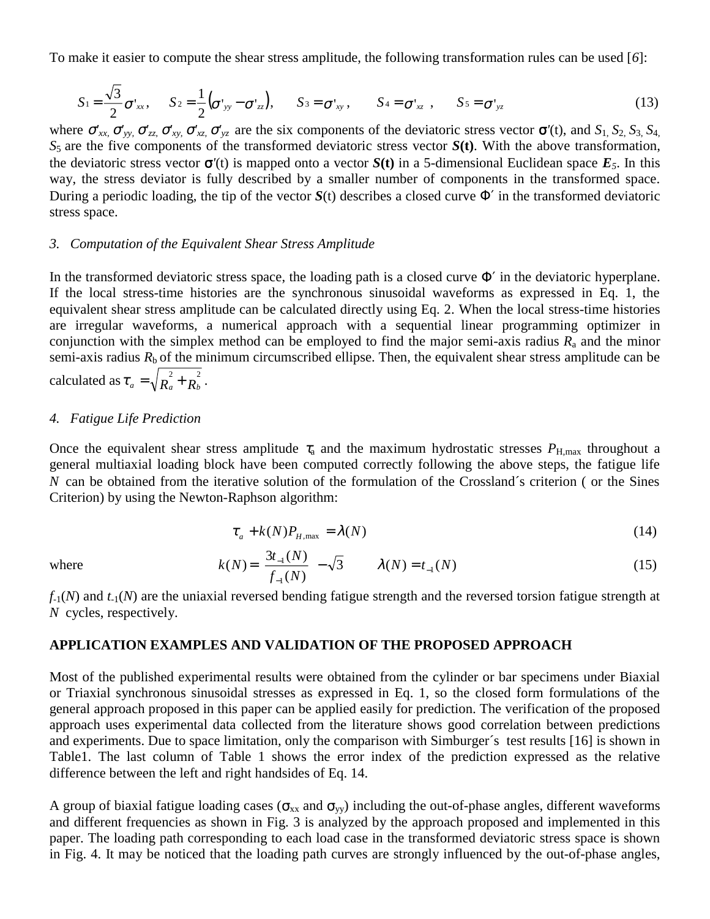To make it easier to compute the shear stress amplitude, the following transformation rules can be used [*6*]:

$$S_1 = \frac{\sqrt{3}}{2}\sigma'_{xx}, \quad S_2 = \frac{1}{2}\left(\sigma'_{yy} - \sigma'_{zz}\right), \quad S_3 = \sigma'_{xy}, \quad S_4 = \sigma'_{xz}, \quad S_5 = \sigma'_{yz} \tag{13}$$

where $\sigma'_{xx}, \sigma'_{yy}, \sigma'_{zz}, \sigma'_{xy}, \sigma'_{xz}, \sigma'_{yz}$ are the six components of the deviatoric stress vector $\sigma'(t)$, and $S_1, S_2, S_3, S_4, S_5$ are the five components of the transformed deviatoric stress vector $\boldsymbol{S}(\mathbf{t})$. With the above transformation, the deviatoric stress vector $\sigma'(t)$ is mapped onto a vector $\boldsymbol{S}(\mathbf{t})$ in a 5-dimensional Euclidean space $\boldsymbol{E}_5$. In this way, the stress deviator is fully described by a smaller number of components in the transformed space. During a periodic loading, the tip of the vector $\boldsymbol{S}(t)$ describes a closed curve $\Phi'$ in the transformed deviatoric stress space.

### *3. Computation of the Equivalent Shear Stress Amplitude*

In the transformed deviatoric stress space, the loading path is a closed curve $\Phi'$ in the deviatoric hyperplane. If the local stress-time histories are the synchronous sinusoidal waveforms as expressed in Eq. 1, the equivalent shear stress amplitude can be calculated directly using Eq. 2. When the local stress-time histories are irregular waveforms, a numerical approach with a sequential linear programming optimizer in conjunction with the simplex method can be employed to find the major semi-axis radius $R_a$ and the minor semi-axis radius $R_b$ of the minimum circumscribed ellipse. Then, the equivalent shear stress amplitude can be calculated as $\tau_a = \sqrt{R_a^2 + R_b^2}$.

### *4. Fatigue Life Prediction*

Once the equivalent shear stress amplitude $\tau_a$ and the maximum hydrostatic stresses $P_{H,\max}$ throughout a general multiaxial loading block have been computed correctly following the above steps, the fatigue life $N$ can be obtained from the iterative solution of the formulation of the Crossland´s criterion ( or the Sines Criterion) by using the Newton-Raphson algorithm:

$$\tau_a + k(N)P_{H,\max} = \lambda(N) \tag{14}$$

where

$$k(N) = \frac{3t_{-1}(N)}{f_{-1}(N)} - \sqrt{3} \qquad \lambda(N) = t_{-1}(N) \tag{15}$$

$f_{-1}(N)$ and $t_{-1}(N)$ are the uniaxial reversed bending fatigue strength and the reversed torsion fatigue strength at $N$ cycles, respectively.

## APPLICATION EXAMPLES AND VALIDATION OF THE PROPOSED APPROACH

Most of the published experimental results were obtained from the cylinder or bar specimens under Biaxial or Triaxial synchronous sinusoidal stresses as expressed in Eq. 1, so the closed form formulations of the general approach proposed in this paper can be applied easily for prediction. The verification of the proposed approach uses experimental data collected from the literature shows good correlation between predictions and experiments. Due to space limitation, only the comparison with Simburger´s test results [16] is shown in Table1. The last column of Table 1 shows the error index of the prediction expressed as the relative difference between the left and right handsides of Eq. 14.

A group of biaxial fatigue loading cases ($\sigma_{xx}$ and $\sigma_{yy}$) including the out-of-phase angles, different waveforms and different frequencies as shown in Fig. 3 is analyzed by the approach proposed and implemented in this paper. The loading path corresponding to each load case in the transformed deviatoric stress space is shown in Fig. 4. It may be noticed that the loading path curves are strongly influenced by the out-of-phase angles,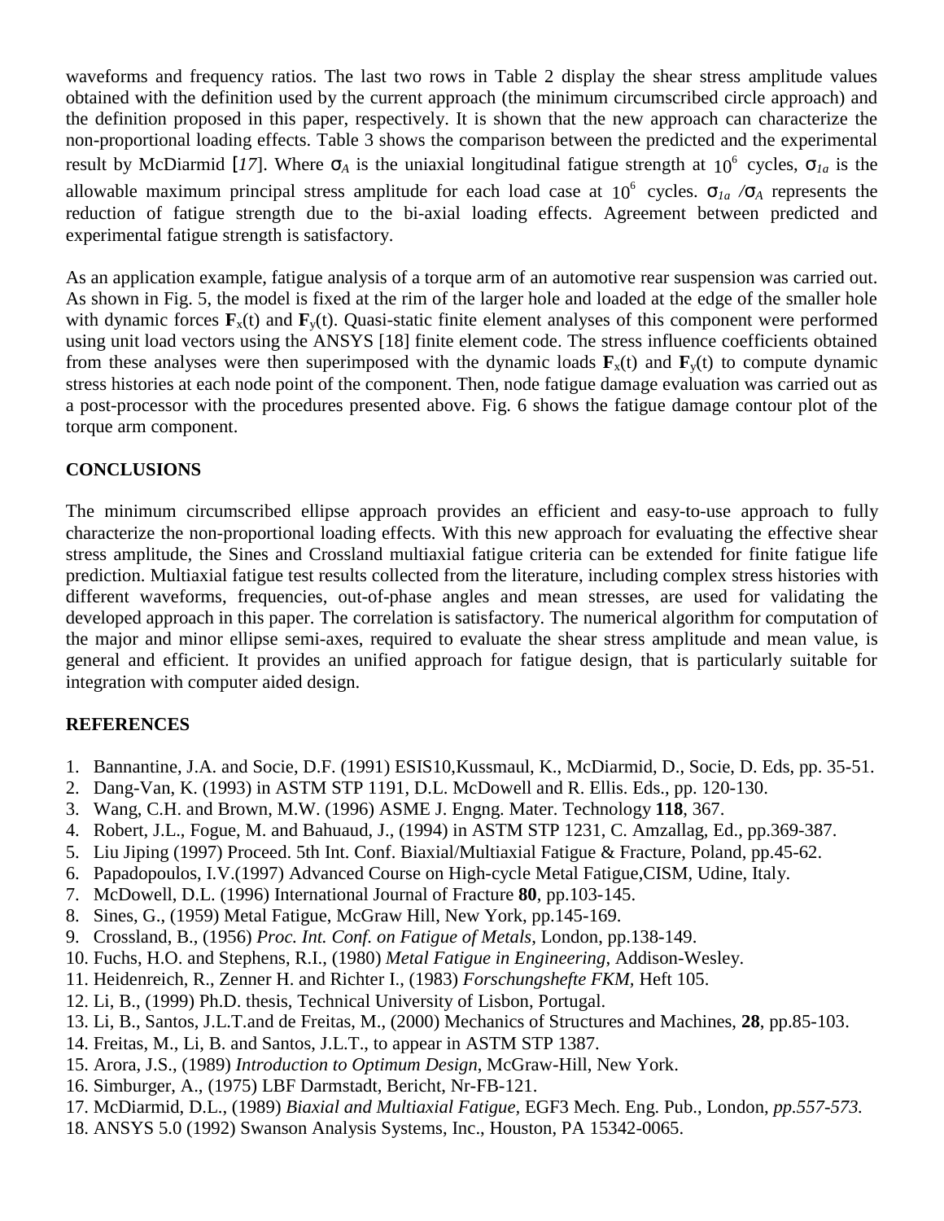waveforms and frequency ratios. The last two rows in Table 2 display the shear stress amplitude values obtained with the definition used by the current approach (the minimum circumscribed circle approach) and the definition proposed in this paper, respectively. It is shown that the new approach can characterize the non-proportional loading effects. Table 3 shows the comparison between the predicted and the experimental result by McDiarmid [*17*]. Where $\sigma_A$ is the uniaxial longitudinal fatigue strength at $10^6$ cycles, $\sigma_{1a}$ is the allowable maximum principal stress amplitude for each load case at $10^6$ cycles. $\sigma_{1a}/\sigma_A$ represents the reduction of fatigue strength due to the bi-axial loading effects. Agreement between predicted and experimental fatigue strength is satisfactory.

As an application example, fatigue analysis of a torque arm of an automotive rear suspension was carried out. As shown in Fig. 5, the model is fixed at the rim of the larger hole and loaded at the edge of the smaller hole with dynamic forces $\mathbf{F}_x(t)$ and $\mathbf{F}_y(t)$. Quasi-static finite element analyses of this component were performed using unit load vectors using the ANSYS [18] finite element code. The stress influence coefficients obtained from these analyses were then superimposed with the dynamic loads $\mathbf{F}_x(t)$ and $\mathbf{F}_y(t)$ to compute dynamic stress histories at each node point of the component. Then, node fatigue damage evaluation was carried out as a post-processor with the procedures presented above. Fig. 6 shows the fatigue damage contour plot of the torque arm component.

## CONCLUSIONS

The minimum circumscribed ellipse approach provides an efficient and easy-to-use approach to fully characterize the non-proportional loading effects. With this new approach for evaluating the effective shear stress amplitude, the Sines and Crossland multiaxial fatigue criteria can be extended for finite fatigue life prediction. Multiaxial fatigue test results collected from the literature, including complex stress histories with different waveforms, frequencies, out-of-phase angles and mean stresses, are used for validating the developed approach in this paper. The correlation is satisfactory. The numerical algorithm for computation of the major and minor ellipse semi-axes, required to evaluate the shear stress amplitude and mean value, is general and efficient. It provides an unified approach for fatigue design, that is particularly suitable for integration with computer aided design.

## REFERENCES

1. Bannantine, J.A. and Socie, D.F. (1991) ESIS10,Kussmaul, K., McDiarmid, D., Socie, D. Eds, pp. 35-51.
2. Dang-Van, K. (1993) in ASTM STP 1191, D.L. McDowell and R. Ellis. Eds., pp. 120-130.
3. Wang, C.H. and Brown, M.W. (1996) ASME J. Engng. Mater. Technology **118**, 367.
4. Robert, J.L., Fogue, M. and Bahuaud, J., (1994) in ASTM STP 1231, C. Amzallag, Ed., pp.369-387.
5. Liu Jiping (1997) Proceed. 5th Int. Conf. Biaxial/Multiaxial Fatigue & Fracture, Poland, pp.45-62.
6. Papadopoulos, I.V.(1997) Advanced Course on High-cycle Metal Fatigue,CISM, Udine, Italy.
7. McDowell, D.L. (1996) International Journal of Fracture **80**, pp.103-145.
8. Sines, G., (1959) Metal Fatigue, McGraw Hill, New York, pp.145-169.
9. Crossland, B., (1956) *Proc. Int. Conf. on Fatigue of Metals*, London, pp.138-149.
10. Fuchs, H.O. and Stephens, R.I., (1980) *Metal Fatigue in Engineering*, Addison-Wesley.
11. Heidenreich, R., Zenner H. and Richter I., (1983) *Forschungshefte FKM,* Heft 105.
12. Li, B., (1999) Ph.D. thesis, Technical University of Lisbon, Portugal.
13. Li, B., Santos, J.L.T.and de Freitas, M., (2000) Mechanics of Structures and Machines, **28**, pp.85-103.
14. Freitas, M., Li, B. and Santos, J.L.T., to appear in ASTM STP 1387.
15. Arora, J.S., (1989) *Introduction to Optimum Design*, McGraw-Hill, New York.
16. Simburger, A., (1975) LBF Darmstadt, Bericht, Nr-FB-121.
17. McDiarmid, D.L., (1989) *Biaxial and Multiaxial Fatigue,* EGF3 Mech. Eng. Pub., London, *pp.557-573.*
18. ANSYS 5.0 (1992) Swanson Analysis Systems, Inc., Houston, PA 15342-0065.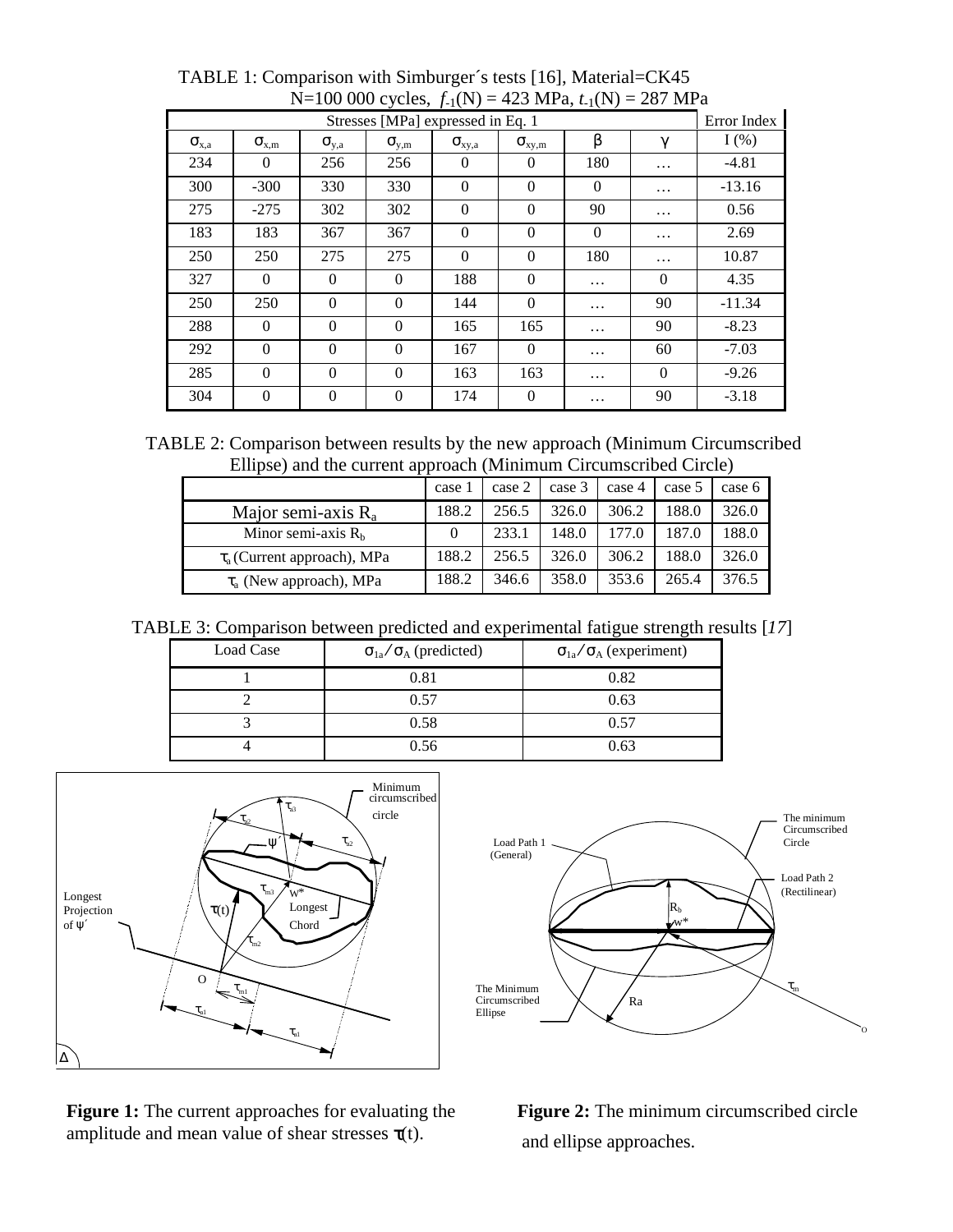TABLE 1: Comparison with Simburger´s tests [16], Material=CK45
N=100 000 cycles, $f_{-1}(N) = 423$ MPa, $t_{-1}(N) = 287$ MPa

| Stresses [MPa] expressed in Eq. 1 | | | | | | | | Error Index |
|---|---|---|---|---|---|---|---|---|
| $\sigma_{x,a}$ | $\sigma_{x,m}$ | $\sigma_{y,a}$ | $\sigma_{y,m}$ | $\sigma_{xy,a}$ | $\sigma_{xy,m}$ | β | γ | I (%) |
| 234 | 0 | 256 | 256 | 0 | 0 | 180 | … | -4.81 |
| 300 | -300 | 330 | 330 | 0 | 0 | 0 | … | -13.16 |
| 275 | -275 | 302 | 302 | 0 | 0 | 90 | … | 0.56 |
| 183 | 183 | 367 | 367 | 0 | 0 | 0 | … | 2.69 |
| 250 | 250 | 275 | 275 | 0 | 0 | 180 | … | 10.87 |
| 327 | 0 | 0 | 0 | 188 | 0 | … | 0 | 4.35 |
| 250 | 250 | 0 | 0 | 144 | 0 | … | 90 | -11.34 |
| 288 | 0 | 0 | 0 | 165 | 165 | … | 90 | -8.23 |
| 292 | 0 | 0 | 0 | 167 | 0 | … | 60 | -7.03 |
| 285 | 0 | 0 | 0 | 163 | 163 | … | 0 | -9.26 |
| 304 | 0 | 0 | 0 | 174 | 0 | … | 90 | -3.18 |

TABLE 2: Comparison between results by the new approach (Minimum Circumscribed Ellipse) and the current approach (Minimum Circumscribed Circle)

| | case 1 | case 2 | case 3 | case 4 | case 5 | case 6 |
|---|---|---|---|---|---|---|
| Major semi-axis $R_a$ | 188.2 | 256.5 | 326.0 | 306.2 | 188.0 | 326.0 |
| Minor semi-axis $R_b$ | 0 | 233.1 | 148.0 | 177.0 | 187.0 | 188.0 |
| $\tau_a$ (Current approach), MPa | 188.2 | 256.5 | 326.0 | 306.2 | 188.0 | 326.0 |
| $\tau_a$ (New approach), MPa | 188.2 | 346.6 | 358.0 | 353.6 | 265.4 | 376.5 |

TABLE 3: Comparison between predicted and experimental fatigue strength results [*17*]

| Load Case | $\sigma_{1a}/\sigma_A$ (predicted) | $\sigma_{1a}/\sigma_A$ (experiment) |
|---|---|---|
| 1 | 0.81 | 0.82 |
| 2 | 0.57 | 0.63 |
| 3 | 0.58 | 0.57 |
| 4 | 0.56 | 0.63 |

**Figure 1:** The current approaches for evaluating the amplitude and mean value of shear stresses $\tau(t)$.

**Figure 2:** The minimum circumscribed circle and ellipse approaches.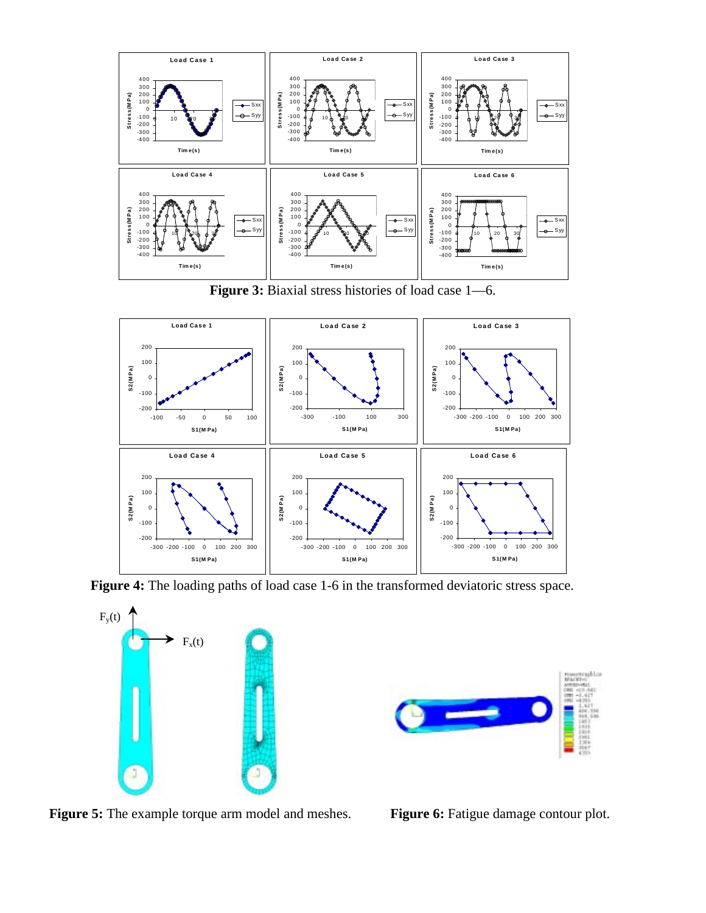Load Case 1

Stress (MPa)

400
300
200
100
0
-100
-200
-300
-400

10
20
30

Time(s)

Sxx
Syy

Load Case 2

Stress (MPa)

400
300
200
100
0
-100
-200
-300
-400

10
20
30

Time(s)

Sxx
Syy

Load Case 3

Stress (MPa)

400
300
200
100
0
-100
-200
-300
-400

10
20
30

Time(s)

Sxx
Syy

Load Case 4

Stress (MPa)

400
300
200
100
0
-100
-200
-300
-400

10
20
30

Time(s)

Sxx
Syy

Load Case 5

Stress (MPa)

400
300
200
100
0
-100
-200
-300
-400

10
20
30

Time(s)

Sxx
Syy

Load Case 6

Stress (MPa)

400
300
200
100
0
-100
-200
-300
-400

10
20
30

Time(s)

Sxx
Syy

**Figure 3:** Biaxial stress histories of load case 1—6.

Load Case 1

S2(MPa)

200
100
0
-100
-200

-100
-50
0
50
100

S1(MPa)

Load Case 2

S2(MPa)

200
100
0
-100
-200

-300
-100
100
300

S1(MPa)

Load Case 3

S2(MPa)

200
100
0
-100
-200

-300
-200
-100
0
100
200
300

S1(MPa)

Load Case 4

S2(MPa)

200
100
0
-100
-200

-300
-200
-100
0
100
200
300

S1(MPa)

Load Case 5

S2(MPa)

200
100
0
-100
-200

-300
-200
-100
0
100
200
300

S1(MPa)

Load Case 6

S2(MPa)

200
100
0
-100
-200

-300
-200
-100
0
100
200
300

S1(MPa)

**Figure 4:** The loading paths of load case 1-6 in the transformed deviatoric stress space.

$F_y(t)$

$F_x(t)$

**Figure 5:** The example torque arm model and meshes.

**Figure 6:** Fatigue damage contour plot.